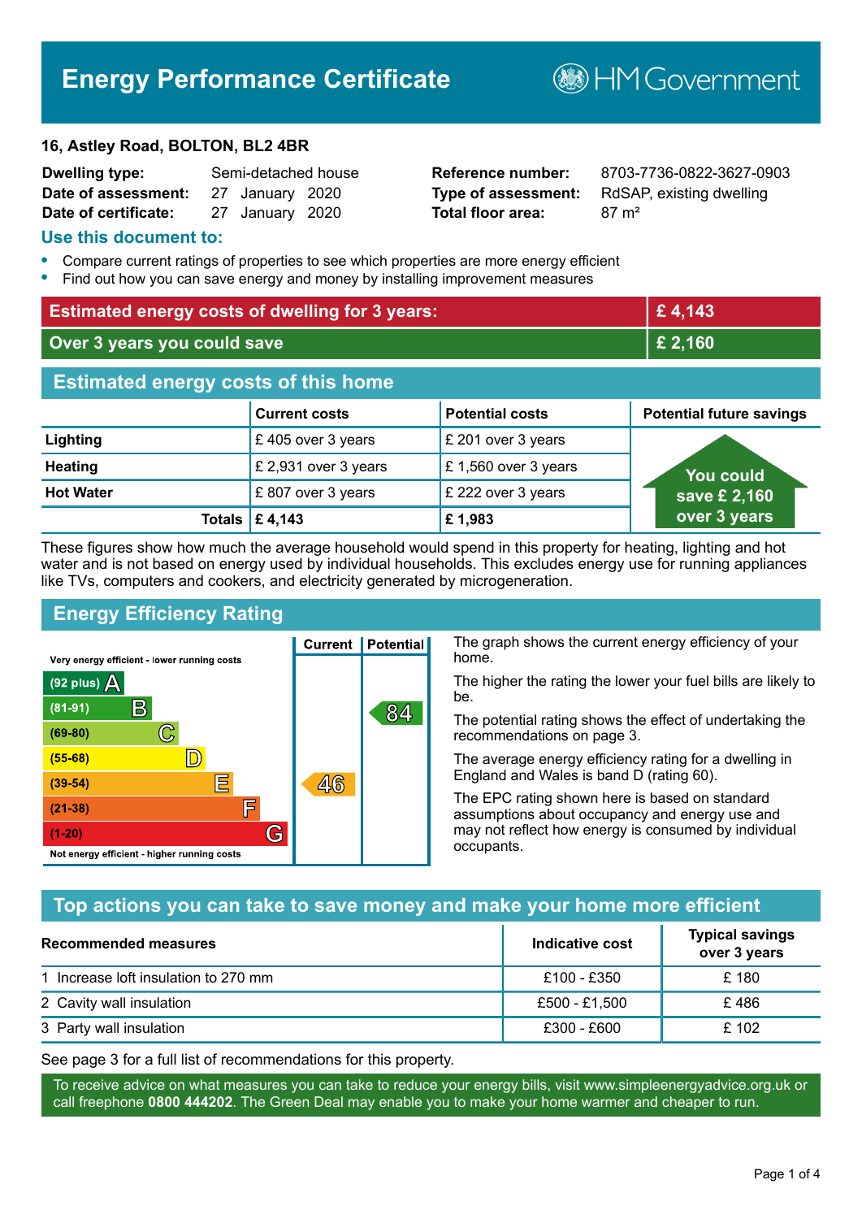# Energy Performance Certificate

HM Government

**16, Astley Road, BOLTON, BL2 4BR**

| | | | |
|---|---|---|---|
| **Dwelling type:** | Semi-detached house | **Reference number:** | 8703-7736-0822-3627-0903 |
| **Date of assessment:** | 27 January 2020 | **Type of assessment:** | RdSAP, existing dwelling |
| **Date of certificate:** | 27 January 2020 | **Total floor area:** | 87 m² |

## Use this document to:

- Compare current ratings of properties to see which properties are more energy efficient
- Find out how you can save energy and money by installing improvement measures

| | |
|---|---|
| **Estimated energy costs of dwelling for 3 years:** | **£ 4,143** |
| **Over 3 years you could save** | **£ 2,160** |

## Estimated energy costs of this home

| | Current costs | Potential costs | Potential future savings |
|---|---|---|---|
| **Lighting** | £ 405 over 3 years | £ 201 over 3 years | You could save £ 2,160 over 3 years |
| **Heating** | £ 2,931 over 3 years | £ 1,560 over 3 years | |
| **Hot Water** | £ 807 over 3 years | £ 222 over 3 years | |
| **Totals** | **£ 4,143** | **£ 1,983** | |

These figures show how much the average household would spend in this property for heating, lighting and hot water and is not based on energy used by individual households. This excludes energy use for running appliances like TVs, computers and cookers, and electricity generated by microgeneration.

## Energy Efficiency Rating

| Rating | Current | Potential |
|---|---|---|
| Very energy efficient - lower running costs | | |
| (92 plus) A | | |
| (81-91) B | | 84 |
| (69-80) C | | |
| (55-68) D | | |
| (39-54) E | 46 | |
| (21-38) F | | |
| (1-20) G | | |
| Not energy efficient - higher running costs | | |

The graph shows the current energy efficiency of your home.

The higher the rating the lower your fuel bills are likely to be.

The potential rating shows the effect of undertaking the recommendations on page 3.

The average energy efficiency rating for a dwelling in England and Wales is band D (rating 60).

The EPC rating shown here is based on standard assumptions about occupancy and energy use and may not reflect how energy is consumed by individual occupants.

## Top actions you can take to save money and make your home more efficient

| Recommended measures | Indicative cost | Typical savings over 3 years |
|---|---|---|
| 1 Increase loft insulation to 270 mm | £100 - £350 | £ 180 |
| 2 Cavity wall insulation | £500 - £1,500 | £ 486 |
| 3 Party wall insulation | £300 - £600 | £ 102 |

See page 3 for a full list of recommendations for this property.

To receive advice on what measures you can take to reduce your energy bills, visit www.simpleenergyadvice.org.uk or call freephone **0800 444202**. The Green Deal may enable you to make your home warmer and cheaper to run.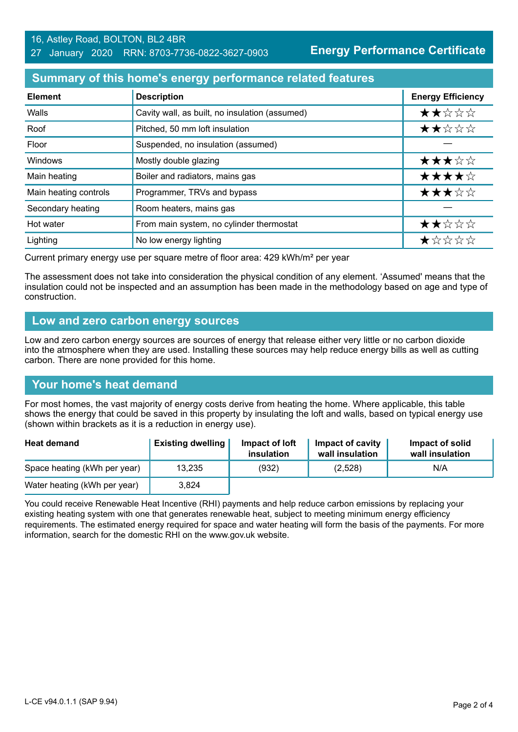16, Astley Road, BOLTON, BL2 4BR
27 January 2020 RRN: 8703-7736-0822-3627-0903

**Energy Performance Certificate**

## Summary of this home's energy performance related features

| Element | Description | Energy Efficiency |
|---|---|---|
| Walls | Cavity wall, as built, no insulation (assumed) | ★★☆☆☆ |
| Roof | Pitched, 50 mm loft insulation | ★★☆☆☆ |
| Floor | Suspended, no insulation (assumed) | — |
| Windows | Mostly double glazing | ★★★☆☆ |
| Main heating | Boiler and radiators, mains gas | ★★★★☆ |
| Main heating controls | Programmer, TRVs and bypass | ★★★☆☆ |
| Secondary heating | Room heaters, mains gas | — |
| Hot water | From main system, no cylinder thermostat | ★★☆☆☆ |
| Lighting | No low energy lighting | ★☆☆☆☆ |

Current primary energy use per square metre of floor area: 429 kWh/m² per year

The assessment does not take into consideration the physical condition of any element. 'Assumed' means that the insulation could not be inspected and an assumption has been made in the methodology based on age and type of construction.

## Low and zero carbon energy sources

Low and zero carbon energy sources are sources of energy that release either very little or no carbon dioxide into the atmosphere when they are used. Installing these sources may help reduce energy bills as well as cutting carbon. There are none provided for this home.

## Your home's heat demand

For most homes, the vast majority of energy costs derive from heating the home. Where applicable, this table shows the energy that could be saved in this property by insulating the loft and walls, based on typical energy use (shown within brackets as it is a reduction in energy use).

| Heat demand | Existing dwelling | Impact of loft insulation | Impact of cavity wall insulation | Impact of solid wall insulation |
|---|---|---|---|---|
| Space heating (kWh per year) | 13,235 | (932) | (2,528) | N/A |
| Water heating (kWh per year) | 3,824 | | | |

You could receive Renewable Heat Incentive (RHI) payments and help reduce carbon emissions by replacing your existing heating system with one that generates renewable heat, subject to meeting minimum energy efficiency requirements. The estimated energy required for space and water heating will form the basis of the payments. For more information, search for the domestic RHI on the www.gov.uk website.

L-CE v94.0.1.1 (SAP 9.94)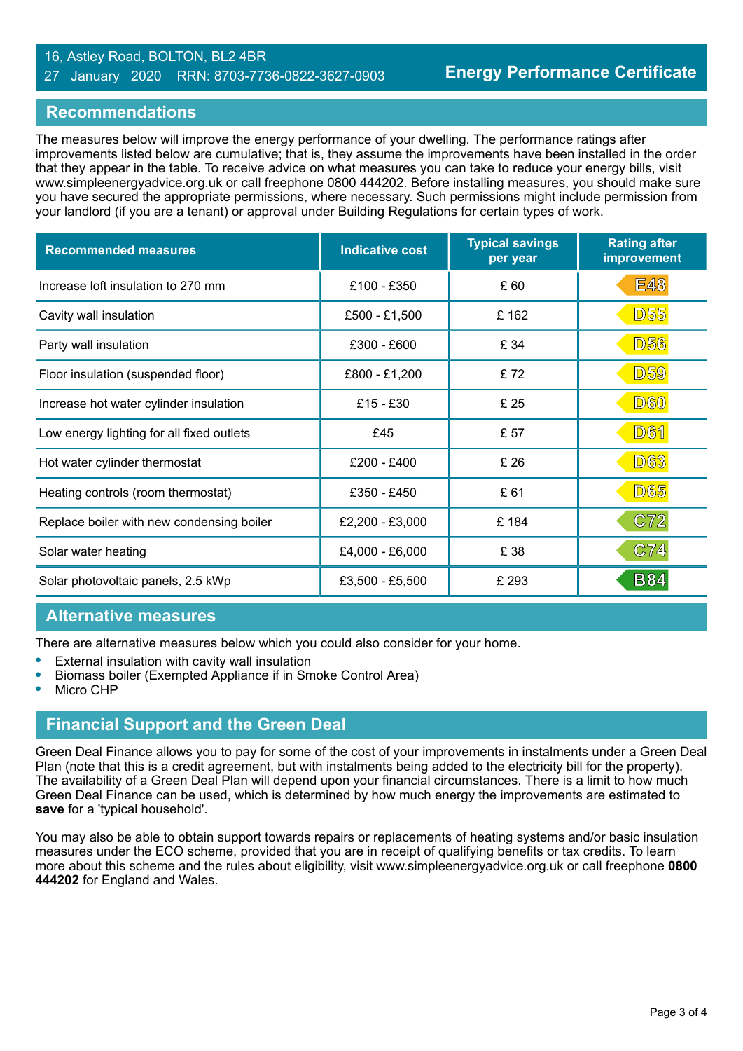16, Astley Road, BOLTON, BL2 4BR
27 January 2020 RRN: 8703-7736-0822-3627-0903

**Energy Performance Certificate**

## Recommendations

The measures below will improve the energy performance of your dwelling. The performance ratings after improvements listed below are cumulative; that is, they assume the improvements have been installed in the order that they appear in the table. To receive advice on what measures you can take to reduce your energy bills, visit www.simpleenergyadvice.org.uk or call freephone 0800 444202. Before installing measures, you should make sure you have secured the appropriate permissions, where necessary. Such permissions might include permission from your landlord (if you are a tenant) or approval under Building Regulations for certain types of work.

| Recommended measures | Indicative cost | Typical savings per year | Rating after improvement |
|---|---|---|---|
| Increase loft insulation to 270 mm | £100 - £350 | £ 60 | E48 |
| Cavity wall insulation | £500 - £1,500 | £ 162 | D55 |
| Party wall insulation | £300 - £600 | £ 34 | D56 |
| Floor insulation (suspended floor) | £800 - £1,200 | £ 72 | D59 |
| Increase hot water cylinder insulation | £15 - £30 | £ 25 | D60 |
| Low energy lighting for all fixed outlets | £45 | £ 57 | D61 |
| Hot water cylinder thermostat | £200 - £400 | £ 26 | D63 |
| Heating controls (room thermostat) | £350 - £450 | £ 61 | D65 |
| Replace boiler with new condensing boiler | £2,200 - £3,000 | £ 184 | C72 |
| Solar water heating | £4,000 - £6,000 | £ 38 | C74 |
| Solar photovoltaic panels, 2.5 kWp | £3,500 - £5,500 | £ 293 | B84 |

## Alternative measures

There are alternative measures below which you could also consider for your home.

- External insulation with cavity wall insulation
- Biomass boiler (Exempted Appliance if in Smoke Control Area)
- Micro CHP

## Financial Support and the Green Deal

Green Deal Finance allows you to pay for some of the cost of your improvements in instalments under a Green Deal Plan (note that this is a credit agreement, but with instalments being added to the electricity bill for the property). The availability of a Green Deal Plan will depend upon your financial circumstances. There is a limit to how much Green Deal Finance can be used, which is determined by how much energy the improvements are estimated to **save** for a 'typical household'.

You may also be able to obtain support towards repairs or replacements of heating systems and/or basic insulation measures under the ECO scheme, provided that you are in receipt of qualifying benefits or tax credits. To learn more about this scheme and the rules about eligibility, visit www.simpleenergyadvice.org.uk or call freephone **0800 444202** for England and Wales.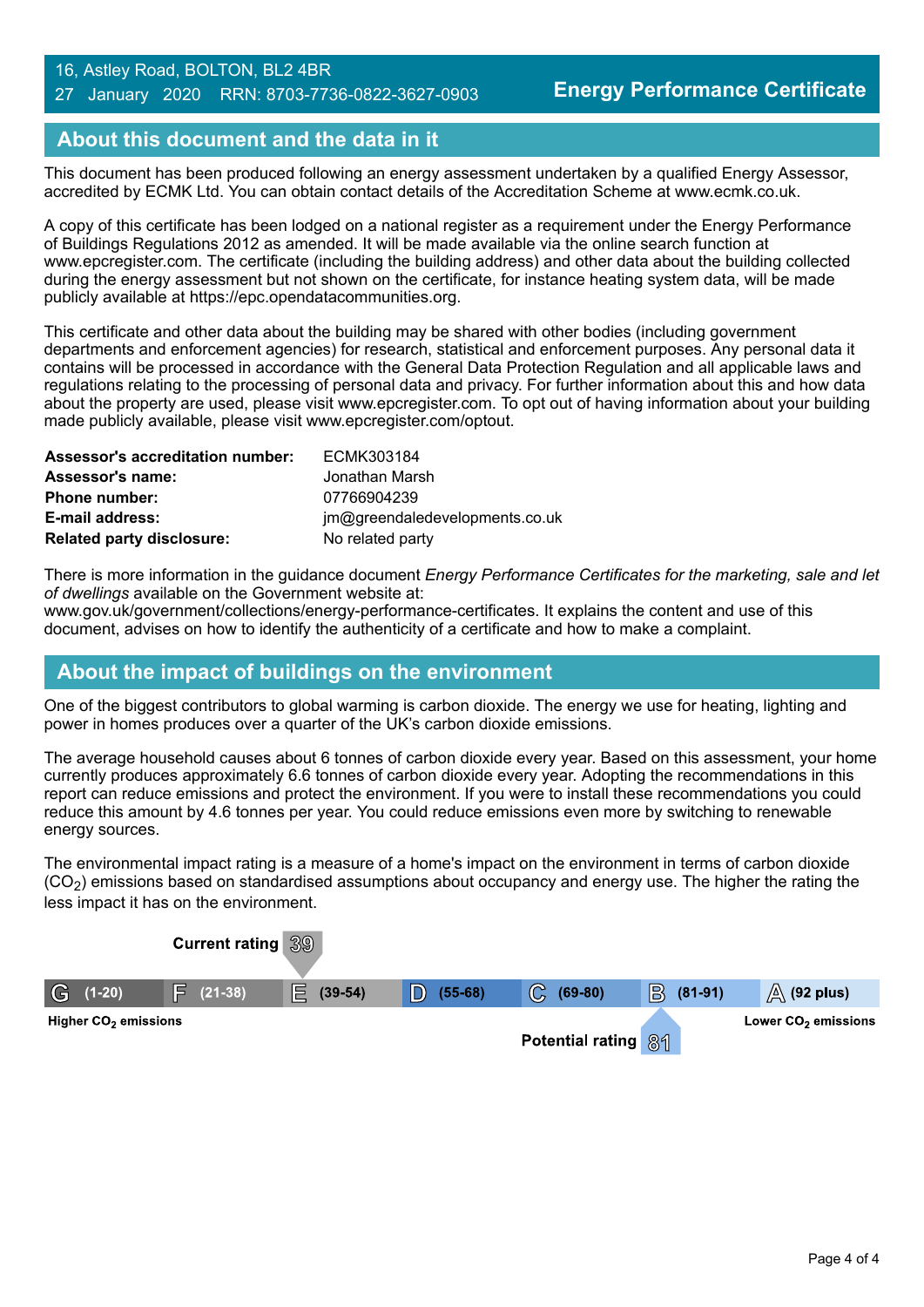16, Astley Road, BOLTON, BL2 4BR
27 January 2020 RRN: 8703-7736-0822-3627-0903

**Energy Performance Certificate**

## About this document and the data in it

This document has been produced following an energy assessment undertaken by a qualified Energy Assessor, accredited by ECMK Ltd. You can obtain contact details of the Accreditation Scheme at www.ecmk.co.uk.

A copy of this certificate has been lodged on a national register as a requirement under the Energy Performance of Buildings Regulations 2012 as amended. It will be made available via the online search function at www.epcregister.com. The certificate (including the building address) and other data about the building collected during the energy assessment but not shown on the certificate, for instance heating system data, will be made publicly available at https://epc.opendatacommunities.org.

This certificate and other data about the building may be shared with other bodies (including government departments and enforcement agencies) for research, statistical and enforcement purposes. Any personal data it contains will be processed in accordance with the General Data Protection Regulation and all applicable laws and regulations relating to the processing of personal data and privacy. For further information about this and how data about the property are used, please visit www.epcregister.com. To opt out of having information about your building made publicly available, please visit www.epcregister.com/optout.

| | |
|---|---|
| **Assessor's accreditation number:** | ECMK303184 |
| **Assessor's name:** | Jonathan Marsh |
| **Phone number:** | 07766904239 |
| **E-mail address:** | jm@greendaledevelopments.co.uk |
| **Related party disclosure:** | No related party |

There is more information in the guidance document *Energy Performance Certificates for the marketing, sale and let of dwellings* available on the Government website at: www.gov.uk/government/collections/energy-performance-certificates. It explains the content and use of this document, advises on how to identify the authenticity of a certificate and how to make a complaint.

## About the impact of buildings on the environment

One of the biggest contributors to global warming is carbon dioxide. The energy we use for heating, lighting and power in homes produces over a quarter of the UK's carbon dioxide emissions.

The average household causes about 6 tonnes of carbon dioxide every year. Based on this assessment, your home currently produces approximately 6.6 tonnes of carbon dioxide every year. Adopting the recommendations in this report can reduce emissions and protect the environment. If you were to install these recommendations you could reduce this amount by 4.6 tonnes per year. You could reduce emissions even more by switching to renewable energy sources.

The environmental impact rating is a measure of a home's impact on the environment in terms of carbon dioxide ($CO_2$) emissions based on standardised assumptions about occupancy and energy use. The higher the rating the less impact it has on the environment.

Current rating 39

G (1-20)
F (21-38)
E (39-54)
D (55-68)
C (69-80)
B (81-91)
A (92 plus)

Higher $CO_2$ emissions

Lower $CO_2$ emissions

Potential rating 81